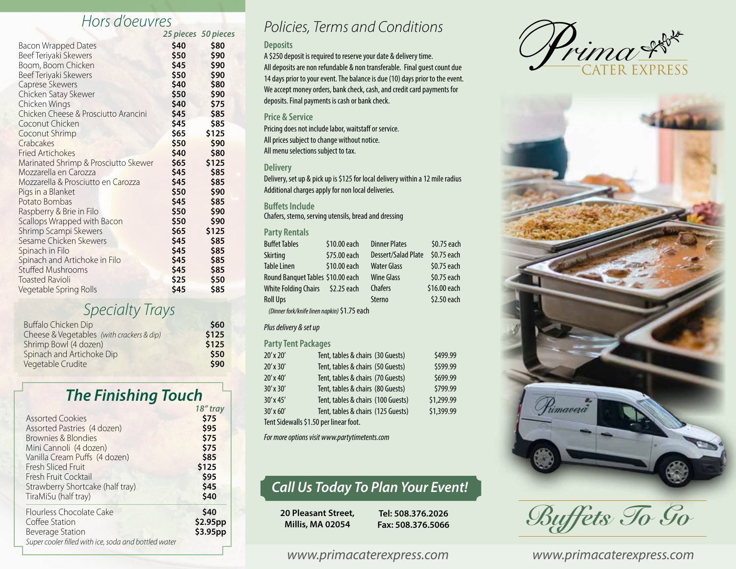## Hors d'oeuvres

| | 25 pieces | 50 pieces |
|---|---|---|
| Bacon Wrapped Dates | $40 | $80 |
| Beef Teriyaki Skewers | $50 | $90 |
| Boom, Boom Chicken | $45 | $90 |
| Beef Teriyaki Skewers | $50 | $90 |
| Caprese Skewers | $40 | $80 |
| Chicken Satay Skewer | $50 | $90 |
| Chicken Wings | $40 | $75 |
| Chicken Cheese & Prosciutto Arancini | $45 | $85 |
| Coconut Chicken | $45 | $85 |
| Coconut Shrimp | $65 | $125 |
| Crabcakes | $50 | $90 |
| Fried Artichokes | $40 | $80 |
| Marinated Shrimp & Prosciutto Skewer | $65 | $125 |
| Mozzarella en Carozza | $45 | $85 |
| Mozzarella & Prosciutto en Carozza | $45 | $85 |
| Pigs in a Blanket | $50 | $90 |
| Potato Bombas | $45 | $85 |
| Raspberry & Brie in Filo | $50 | $90 |
| Scallops Wrapped with Bacon | $50 | $90 |
| Shrimp Scampi Skewers | $65 | $125 |
| Sesame Chicken Skewers | $45 | $85 |
| Spinach in Filo | $45 | $85 |
| Spinach and Artichoke in Filo | $45 | $85 |
| Stuffed Mushrooms | $45 | $85 |
| Toasted Ravioli | $25 | $50 |
| Vegetable Spring Rolls | $45 | $85 |

## Specialty Trays

| | |
|---|---|
| Buffalo Chicken Dip | $60 |
| Cheese & Vegetables *(with crackers & dip)* | $125 |
| Shrimp Bowl (4 dozen) | $125 |
| Spinach and Artichoke Dip | $50 |
| Vegetable Crudite | $90 |

## The Finishing Touch

| | 18" tray |
|---|---|
| Assorted Cookies | $75 |
| Assorted Pastries (4 dozen) | $95 |
| Brownies & Blondies | $75 |
| Mini Cannoli (4 dozen) | $75 |
| Vanilla Cream Puffs (4 dozen) | $85 |
| Fresh Sliced Fruit | $125 |
| Fresh Fruit Cocktail | $95 |
| Strawberry Shortcake (half tray) | $45 |
| TiraMiSu (half tray) | $40 |
| Flourless Chocolate Cake | $40 |
| Coffee Station | $2.95pp |
| Beverage Station | $3.95pp |

*Super cooler filled with ice, soda and bottled water*

## Policies, Terms and Conditions

### Deposits

A $250 deposit is required to reserve your date & delivery time.
All deposits are non refundable & non transferable. Final guest count due 14 days prior to your event. The balance is due (10) days prior to the event. We accept money orders, bank check, cash, and credit card payments for deposits. Final payments is cash or bank check.

### Price & Service

Pricing does not include labor, waitstaff or service.
All prices subject to change without notice.
All menu selections subject to tax.

### Delivery

Delivery, set up & pick up is $125 for local delivery within a 12 mile radius
Additional charges apply for non local deliveries.

### Buffets Include

Chafers, sterno, serving utensils, bread and dressing

### Party Rentals

| | | | |
|---|---|---|---|
| Buffet Tables | $10.00 each | Dinner Plates | $0.75 each |
| Skirting | $75.00 each | Dessert/Salad Plate | $0.75 each |
| Table Linen | $10.00 each | Water Glass | $0.75 each |
| Round Banquet Tables | $10.00 each | Wine Glass | $0.75 each |
| White Folding Chairs | $2.25 each | Chafers | $16.00 each |
| Roll Ups | | Sterno | $2.50 each |

*(Dinner fork/knife linen napkin)* $1.75 each

*Plus delivery & set up*

### Party Tent Packages

| | | |
|---|---|---|
| 20' x 20' | Tent, tables & chairs (30 Guests) | $499.99 |
| 20' x 30' | Tent, tables & chairs (50 Guests) | $599.99 |
| 20' x 40' | Tent, tables & chairs (70 Guests) | $699.99 |
| 30' x 30' | Tent, tables & chairs (80 Guests) | $799.99 |
| 30' x 45' | Tent, tables & chairs (100 Guests) | $1,299.99 |
| 30' x 60' | Tent, tables & chairs (125 Guests) | $1,399.99 |

Tent Sidewalls $1.50 per linear foot.

*For more options visit www.partytimetents.com*

## Call Us Today To Plan Your Event!

**20 Pleasant Street, Millis, MA 02054**

**Tel: 508.376.2026**
**Fax: 508.376.5066**

www.primacaterexpress.com

# Prima CATER EXPRESS

## Buffets To Go

www.primacaterexpress.com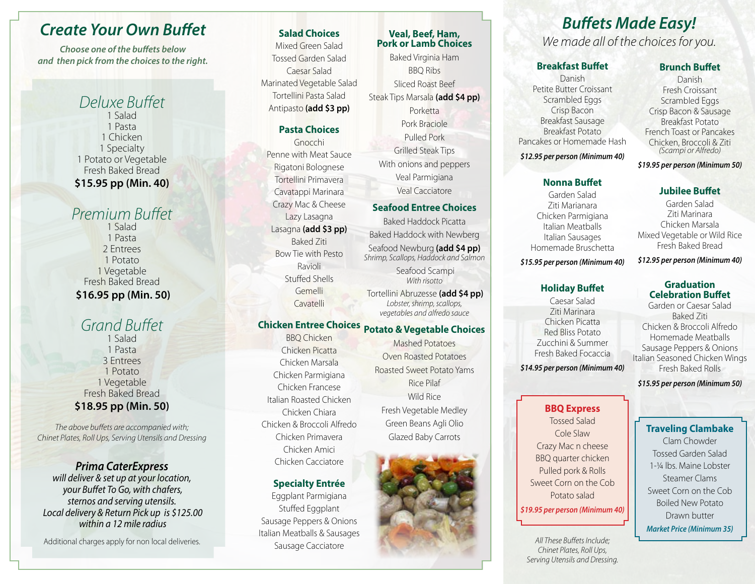# Create Your Own Buffet

***Choose one of the buffets below and then pick from the choices to the right.***

## *Deluxe Buffet*

1 Salad
1 Pasta
1 Chicken
1 Specialty
1 Potato or Vegetable
Fresh Baked Bread
**$15.95 pp (Min. 40)**

## *Premium Buffet*

1 Salad
1 Pasta
2 Entrees
1 Potato
1 Vegetable
Fresh Baked Bread
**$16.95 pp (Min. 50)**

## *Grand Buffet*

1 Salad
1 Pasta
3 Entrees
1 Potato
1 Vegetable
Fresh Baked Bread
**$18.95 pp (Min. 50)**

*The above buffets are accompanied with; Chinet Plates, Roll Ups, Serving Utensils and Dressing*

***Prima CaterExpress***
*will deliver & set up at your location, your Buffet To Go, with chafers, sternos and serving utensils. Local delivery & Return Pick up is $125.00 within a 12 mile radius*

Additional charges apply for non local deliveries.

### Salad Choices

Mixed Green Salad
Tossed Garden Salad
Caesar Salad
Marinated Vegetable Salad
Tortellini Pasta Salad
Antipasto **(add $3 pp)**

### Pasta Choices

Gnocchi
Penne with Meat Sauce
Rigatoni Bolognese
Tortellini Primavera
Cavatappi Marinara
Crazy Mac & Cheese
Lazy Lasagna
Lasagna **(add $3 pp)**
Baked Ziti
Bow Tie with Pesto
Ravioli
Stuffed Shells
Gemelli
Cavatelli

### Chicken Entree Choices

BBQ Chicken
Chicken Picatta
Chicken Marsala
Chicken Parmigiana
Chicken Francese
Italian Roasted Chicken
Chicken Chiara
Chicken & Broccoli Alfredo
Chicken Primavera
Chicken Amici
Chicken Cacciatore

### Specialty Entrée

Eggplant Parmigiana
Stuffed Eggplant
Sausage Peppers & Onions
Italian Meatballs & Sausages
Sausage Cacciatore

### Veal, Beef, Ham, Pork or Lamb Choices

Baked Virginia Ham
BBQ Ribs
Sliced Roast Beef
Steak Tips Marsala **(add $4 pp)**
Porketta
Pork Braciole
Pulled Pork
Grilled Steak Tips
With onions and peppers
Veal Parmigiana
Veal Cacciatore

### Seafood Entree Choices

Baked Haddock Picatta
Baked Haddock with Newberg
Seafood Newburg **(add $4 pp)**
*Shrimp, Scallops, Haddock and Salmon*
Seafood Scampi
*With risotto*
Tortellini Abruzesse **(add $4 pp)**
*Lobster, shrimp, scallops, vegetables and alfredo sauce*

### Potato & Vegetable Choices

Mashed Potatoes
Oven Roasted Potatoes
Roasted Sweet Potato Yams
Rice Pilaf
Wild Rice
Fresh Vegetable Medley
Green Beans Agli Olio
Glazed Baby Carrots

# *Buffets Made Easy!*

*We made all of the choices for you.*

### Breakfast Buffet

Danish
Petite Butter Croissant
Scrambled Eggs
Crisp Bacon
Breakfast Sausage
Breakfast Potato
Pancakes or Homemade Hash
***$12.95 per person (Minimum 40)***

### Brunch Buffet

Danish
Fresh Croissant
Scrambled Eggs
Crisp Bacon & Sausage
Breakfast Potato
French Toast or Pancakes
Chicken, Broccoli & Ziti
*(Scampi or Alfredo)*
***$19.95 per person (Minimum 50)***

### Nonna Buffet

Garden Salad
Ziti Marianara
Chicken Parmigiana
Italian Meatballs
Italian Sausages
Homemade Bruschetta
***$15.95 per person (Minimum 40)***

### Jubilee Buffet

Garden Salad
Ziti Marinara
Chicken Marsala
Mixed Vegetable or Wild Rice
Fresh Baked Bread
***$12.95 per person (Minimum 40)***

### Holiday Buffet

Caesar Salad
Ziti Marinara
Chicken Picatta
Red Bliss Potato
Zucchini & Summer
Fresh Baked Focaccia
***$14.95 per person (Minimum 40)***

### Graduation Celebration Buffet

Garden or Caesar Salad
Baked Ziti
Chicken & Broccoli Alfredo
Homemade Meatballs
Sausage Peppers & Onions
Italian Seasoned Chicken Wings
Fresh Baked Rolls
***$15.95 per person (Minimum 50)***

### BBQ Express

Tossed Salad
Cole Slaw
Crazy Mac n cheese
BBQ quarter chicken
Pulled pork & Rolls
Sweet Corn on the Cob
Potato salad
***$19.95 per person (Minimum 40)***

### Traveling Clambake

Clam Chowder
Tossed Garden Salad
1-¼ lbs. Maine Lobster
Steamer Clams
Sweet Corn on the Cob
Boiled New Potato
Drawn butter
***Market Price (Minimum 35)***

*All These Buffets Include; Chinet Plates, Roll Ups, Serving Utensils and Dressing.*